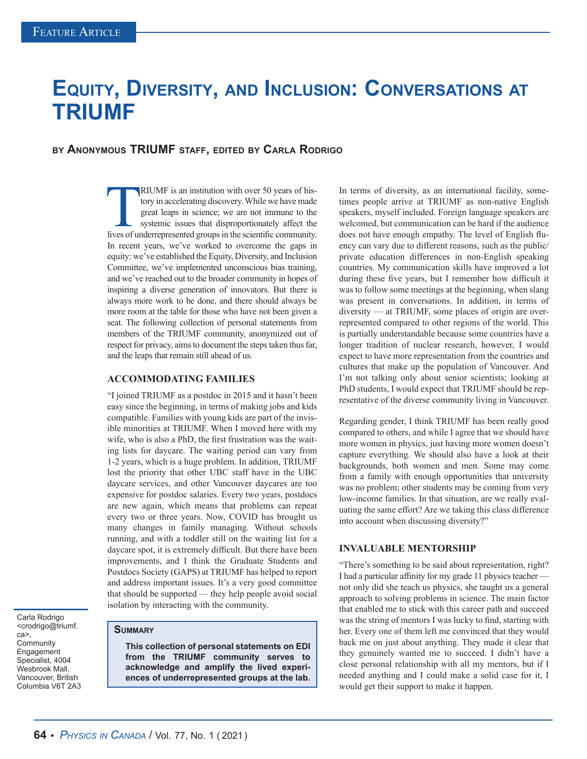Feature Article

# Equity, Diversity, and Inclusion: Conversations at TRIUMF

**by Anonymous TRIUMF staff, edited by Carla Rodrigo**

TRIUMF is an institution with over 50 years of history in accelerating discovery. While we have made great leaps in science; we are not immune to the systemic issues that disproportionately affect the lives of underrepresented groups in the scientific community. In recent years, we've worked to overcome the gaps in equity: we've established the Equity, Diversity, and Inclusion Committee, we've implemented unconscious bias training, and we've reached out to the broader community in hopes of inspiring a diverse generation of innovators. But there is always more work to be done, and there should always be more room at the table for those who have not been given a seat. The following collection of personal statements from members of the TRIUMF community, anonymized out of respect for privacy, aims to document the steps taken thus far, and the leaps that remain still ahead of us.

## ACCOMMODATING FAMILIES

"I joined TRIUMF as a postdoc in 2015 and it hasn't been easy since the beginning, in terms of making jobs and kids compatible. Families with young kids are part of the invisible minorities at TRIUMF. When I moved here with my wife, who is also a PhD, the first frustration was the waiting lists for daycare. The waiting period can vary from 1-2 years, which is a huge problem. In addition, TRIUMF lost the priority that other UBC staff have in the UBC daycare services, and other Vancouver daycares are too expensive for postdoc salaries. Every two years, postdocs are new again, which means that problems can repeat every two or three years. Now, COVID has brought us many changes in family managing. Without schools running, and with a toddler still on the waiting list for a daycare spot, it is extremely difficult. But there have been improvements, and I think the Graduate Students and Postdocs Society (GAPS) at TRIUMF has helped to report and address important issues. It's a very good committee that should be supported — they help people avoid social isolation by interacting with the community.

In terms of diversity, as an international facility, sometimes people arrive at TRIUMF as non-native English speakers, myself included. Foreign language speakers are welcomed, but communication can be hard if the audience does not have enough empathy. The level of English fluency can vary due to different reasons, such as the public/private education differences in non-English speaking countries. My communication skills have improved a lot during these five years, but I remember how difficult it was to follow some meetings at the beginning, when slang was present in conversations. In addition, in terms of diversity — at TRIUMF, some places of origin are over-represented compared to other regions of the world. This is partially understandable because some countries have a longer tradition of nuclear research, however, I would expect to have more representation from the countries and cultures that make up the population of Vancouver. And I'm not talking only about senior scientists; looking at PhD students, I would expect that TRIUMF should be representative of the diverse community living in Vancouver.

Regarding gender, I think TRIUMF has been really good compared to others, and while I agree that we should have more women in physics, just having more women doesn't capture everything. We should also have a look at their backgrounds, both women and men. Some may come from a family with enough opportunities that university was no problem; other students may be coming from very low-income families. In that situation, are we really evaluating the same effort? Are we taking this class difference into account when discussing diversity?"

> **Summary**
>
> **This collection of personal statements on EDI from the TRIUMF community serves to acknowledge and amplify the lived experiences of underrepresented groups at the lab.**

Carla Rodrigo <crodrigo@triumf.ca>, Community Engagement Specialist, 4004 Wesbrook Mall, Vancouver, British Columbia V6T 2A3

## INVALUABLE MENTORSHIP

"There's something to be said about representation, right? I had a particular affinity for my grade 11 physics teacher — not only did she teach us physics, she taught us a general approach to solving problems in science. The main factor that enabled me to stick with this career path and succeed was the string of mentors I was lucky to find, starting with her. Every one of them left me convinced that they would back me on just about anything. They made it clear that they genuinely wanted me to succeed. I didn't have a close personal relationship with all my mentors, but if I needed anything and I could make a solid case for it, I would get their support to make it happen.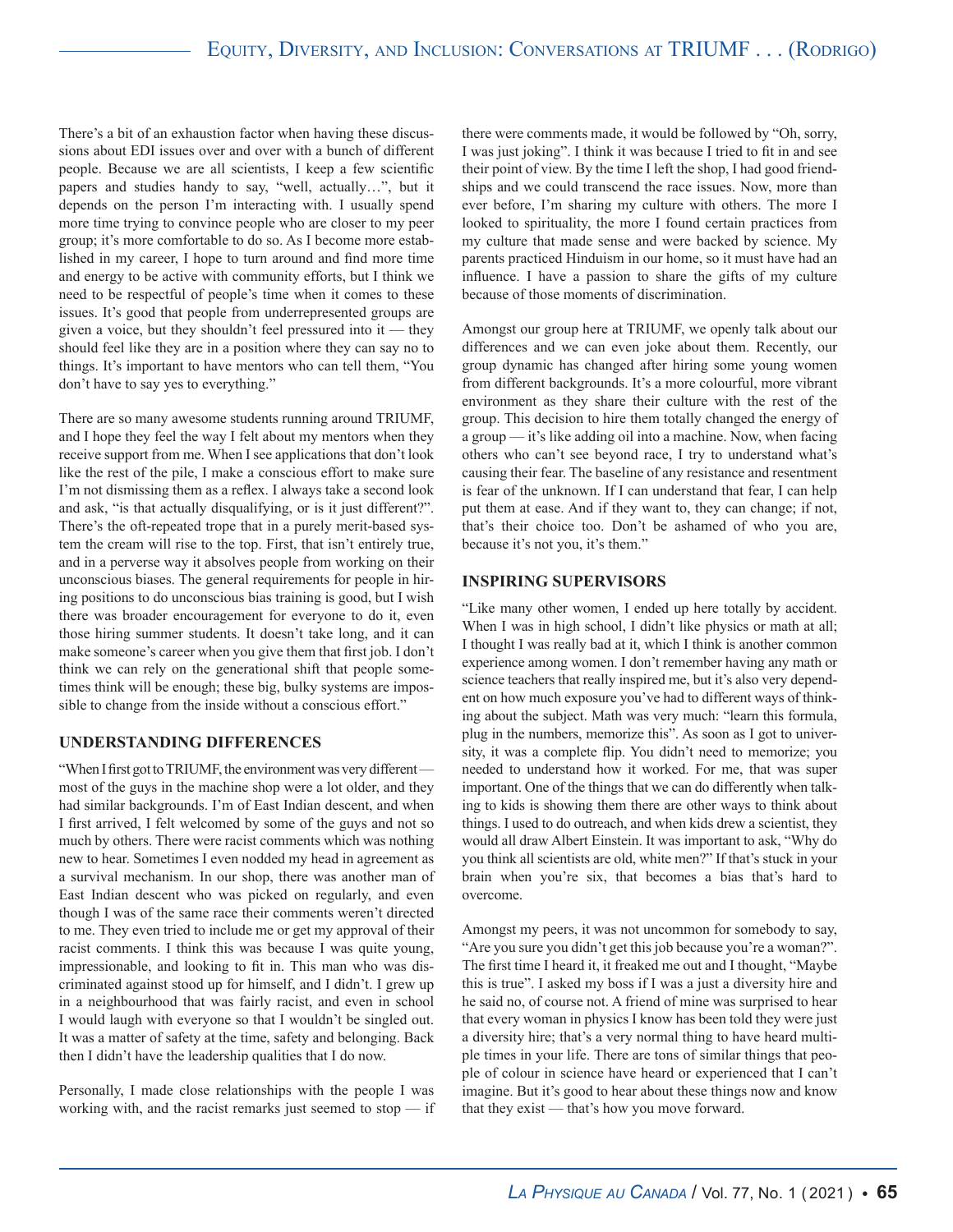There's a bit of an exhaustion factor when having these discussions about EDI issues over and over with a bunch of different people. Because we are all scientists, I keep a few scientific papers and studies handy to say, "well, actually…", but it depends on the person I'm interacting with. I usually spend more time trying to convince people who are closer to my peer group; it's more comfortable to do so. As I become more established in my career, I hope to turn around and find more time and energy to be active with community efforts, but I think we need to be respectful of people's time when it comes to these issues. It's good that people from underrepresented groups are given a voice, but they shouldn't feel pressured into it — they should feel like they are in a position where they can say no to things. It's important to have mentors who can tell them, "You don't have to say yes to everything."

There are so many awesome students running around TRIUMF, and I hope they feel the way I felt about my mentors when they receive support from me. When I see applications that don't look like the rest of the pile, I make a conscious effort to make sure I'm not dismissing them as a reflex. I always take a second look and ask, "is that actually disqualifying, or is it just different?". There's the oft-repeated trope that in a purely merit-based system the cream will rise to the top. First, that isn't entirely true, and in a perverse way it absolves people from working on their unconscious biases. The general requirements for people in hiring positions to do unconscious bias training is good, but I wish there was broader encouragement for everyone to do it, even those hiring summer students. It doesn't take long, and it can make someone's career when you give them that first job. I don't think we can rely on the generational shift that people sometimes think will be enough; these big, bulky systems are impossible to change from the inside without a conscious effort."

### UNDERSTANDING DIFFERENCES

"When I first got to TRIUMF, the environment was very different — most of the guys in the machine shop were a lot older, and they had similar backgrounds. I'm of East Indian descent, and when I first arrived, I felt welcomed by some of the guys and not so much by others. There were racist comments which was nothing new to hear. Sometimes I even nodded my head in agreement as a survival mechanism. In our shop, there was another man of East Indian descent who was picked on regularly, and even though I was of the same race their comments weren't directed to me. They even tried to include me or get my approval of their racist comments. I think this was because I was quite young, impressionable, and looking to fit in. This man who was discriminated against stood up for himself, and I didn't. I grew up in a neighbourhood that was fairly racist, and even in school I would laugh with everyone so that I wouldn't be singled out. It was a matter of safety at the time, safety and belonging. Back then I didn't have the leadership qualities that I do now.

Personally, I made close relationships with the people I was working with, and the racist remarks just seemed to stop — if there were comments made, it would be followed by "Oh, sorry, I was just joking". I think it was because I tried to fit in and see their point of view. By the time I left the shop, I had good friendships and we could transcend the race issues. Now, more than ever before, I'm sharing my culture with others. The more I looked to spirituality, the more I found certain practices from my culture that made sense and were backed by science. My parents practiced Hinduism in our home, so it must have had an influence. I have a passion to share the gifts of my culture because of those moments of discrimination.

Amongst our group here at TRIUMF, we openly talk about our differences and we can even joke about them. Recently, our group dynamic has changed after hiring some young women from different backgrounds. It's a more colourful, more vibrant environment as they share their culture with the rest of the group. This decision to hire them totally changed the energy of a group — it's like adding oil into a machine. Now, when facing others who can't see beyond race, I try to understand what's causing their fear. The baseline of any resistance and resentment is fear of the unknown. If I can understand that fear, I can help put them at ease. And if they want to, they can change; if not, that's their choice too. Don't be ashamed of who you are, because it's not you, it's them."

### INSPIRING SUPERVISORS

"Like many other women, I ended up here totally by accident. When I was in high school, I didn't like physics or math at all; I thought I was really bad at it, which I think is another common experience among women. I don't remember having any math or science teachers that really inspired me, but it's also very dependent on how much exposure you've had to different ways of thinking about the subject. Math was very much: "learn this formula, plug in the numbers, memorize this". As soon as I got to university, it was a complete flip. You didn't need to memorize; you needed to understand how it worked. For me, that was super important. One of the things that we can do differently when talking to kids is showing them there are other ways to think about things. I used to do outreach, and when kids drew a scientist, they would all draw Albert Einstein. It was important to ask, "Why do you think all scientists are old, white men?" If that's stuck in your brain when you're six, that becomes a bias that's hard to overcome.

Amongst my peers, it was not uncommon for somebody to say, "Are you sure you didn't get this job because you're a woman?". The first time I heard it, it freaked me out and I thought, "Maybe this is true". I asked my boss if I was a just a diversity hire and he said no, of course not. A friend of mine was surprised to hear that every woman in physics I know has been told they were just a diversity hire; that's a very normal thing to have heard multiple times in your life. There are tons of similar things that people of colour in science have heard or experienced that I can't imagine. But it's good to hear about these things now and know that they exist — that's how you move forward.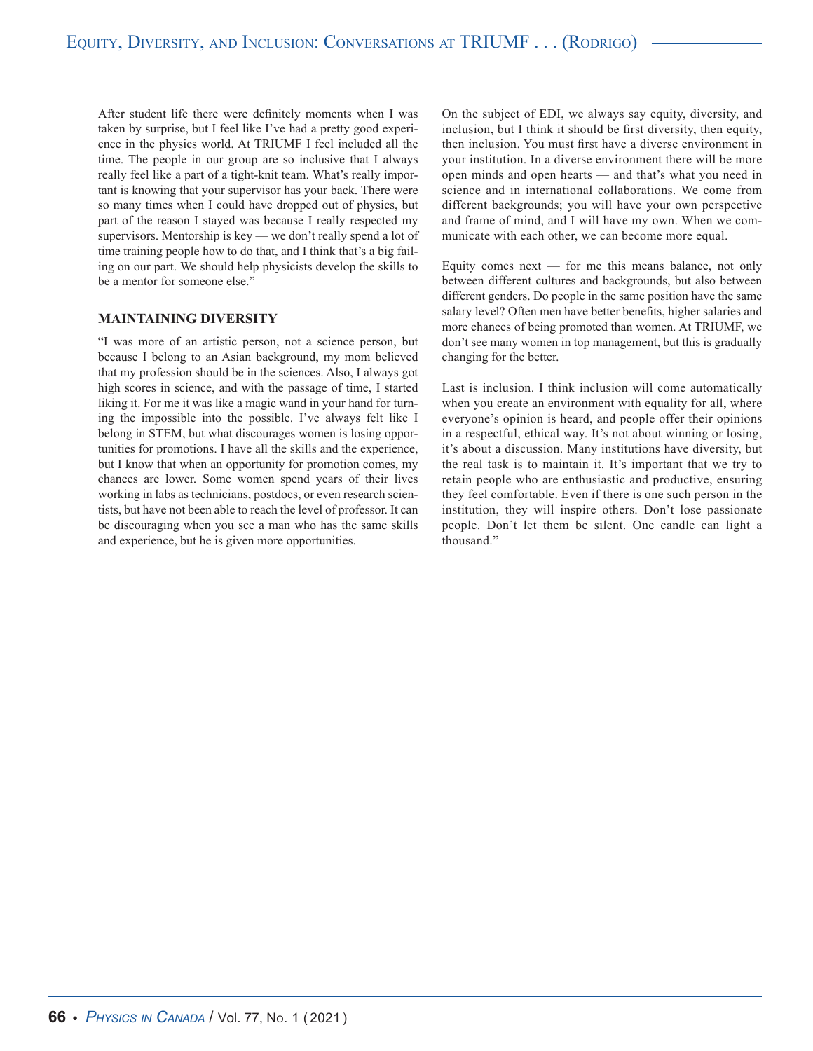After student life there were definitely moments when I was taken by surprise, but I feel like I've had a pretty good experience in the physics world. At TRIUMF I feel included all the time. The people in our group are so inclusive that I always really feel like a part of a tight-knit team. What's really important is knowing that your supervisor has your back. There were so many times when I could have dropped out of physics, but part of the reason I stayed was because I really respected my supervisors. Mentorship is key — we don't really spend a lot of time training people how to do that, and I think that's a big failing on our part. We should help physicists develop the skills to be a mentor for someone else."

### MAINTAINING DIVERSITY

"I was more of an artistic person, not a science person, but because I belong to an Asian background, my mom believed that my profession should be in the sciences. Also, I always got high scores in science, and with the passage of time, I started liking it. For me it was like a magic wand in your hand for turning the impossible into the possible. I've always felt like I belong in STEM, but what discourages women is losing opportunities for promotions. I have all the skills and the experience, but I know that when an opportunity for promotion comes, my chances are lower. Some women spend years of their lives working in labs as technicians, postdocs, or even research scientists, but have not been able to reach the level of professor. It can be discouraging when you see a man who has the same skills and experience, but he is given more opportunities.

On the subject of EDI, we always say equity, diversity, and inclusion, but I think it should be first diversity, then equity, then inclusion. You must first have a diverse environment in your institution. In a diverse environment there will be more open minds and open hearts — and that's what you need in science and in international collaborations. We come from different backgrounds; you will have your own perspective and frame of mind, and I will have my own. When we communicate with each other, we can become more equal.

Equity comes next — for me this means balance, not only between different cultures and backgrounds, but also between different genders. Do people in the same position have the same salary level? Often men have better benefits, higher salaries and more chances of being promoted than women. At TRIUMF, we don't see many women in top management, but this is gradually changing for the better.

Last is inclusion. I think inclusion will come automatically when you create an environment with equality for all, where everyone's opinion is heard, and people offer their opinions in a respectful, ethical way. It's not about winning or losing, it's about a discussion. Many institutions have diversity, but the real task is to maintain it. It's important that we try to retain people who are enthusiastic and productive, ensuring they feel comfortable. Even if there is one such person in the institution, they will inspire others. Don't lose passionate people. Don't let them be silent. One candle can light a thousand."